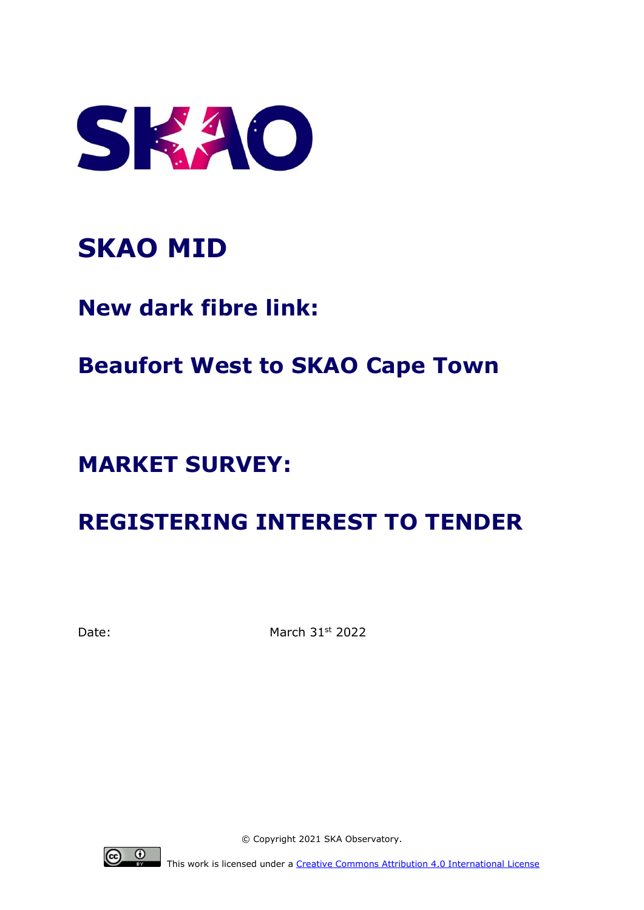# SKAO MID

## New dark fibre link:

## Beaufort West to SKAO Cape Town

## MARKET SURVEY:

## REGISTERING INTEREST TO TENDER

Date: March 31st 2022

© Copyright 2021 SKA Observatory.

This work is licensed under a Creative Commons Attribution 4.0 International License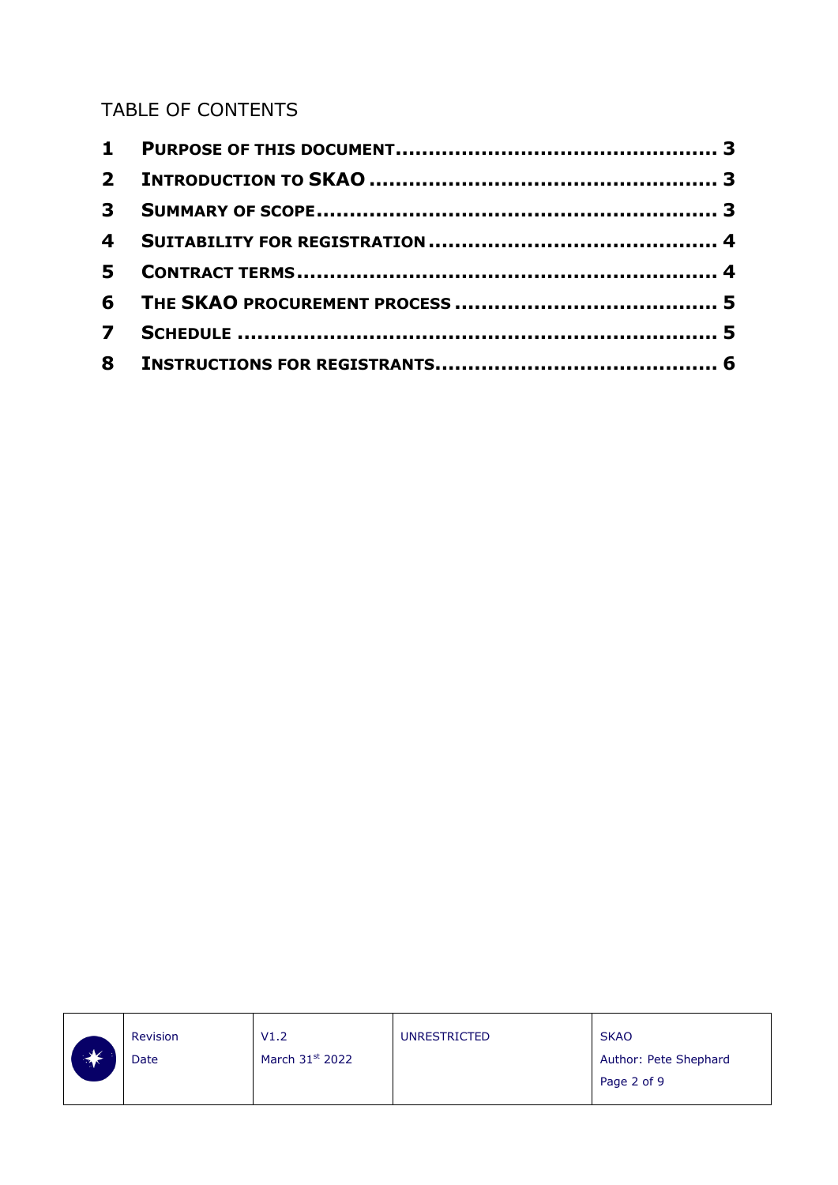TABLE OF CONTENTS

| | | |
|---|---|---|
| **1** | **PURPOSE OF THIS DOCUMENT** | **3** |
| **2** | **INTRODUCTION TO SKAO** | **3** |
| **3** | **SUMMARY OF SCOPE** | **3** |
| **4** | **SUITABILITY FOR REGISTRATION** | **4** |
| **5** | **CONTRACT TERMS** | **4** |
| **6** | **THE SKAO PROCUREMENT PROCESS** | **5** |
| **7** | **SCHEDULE** | **5** |
| **8** | **INSTRUCTIONS FOR REGISTRANTS** | **6** |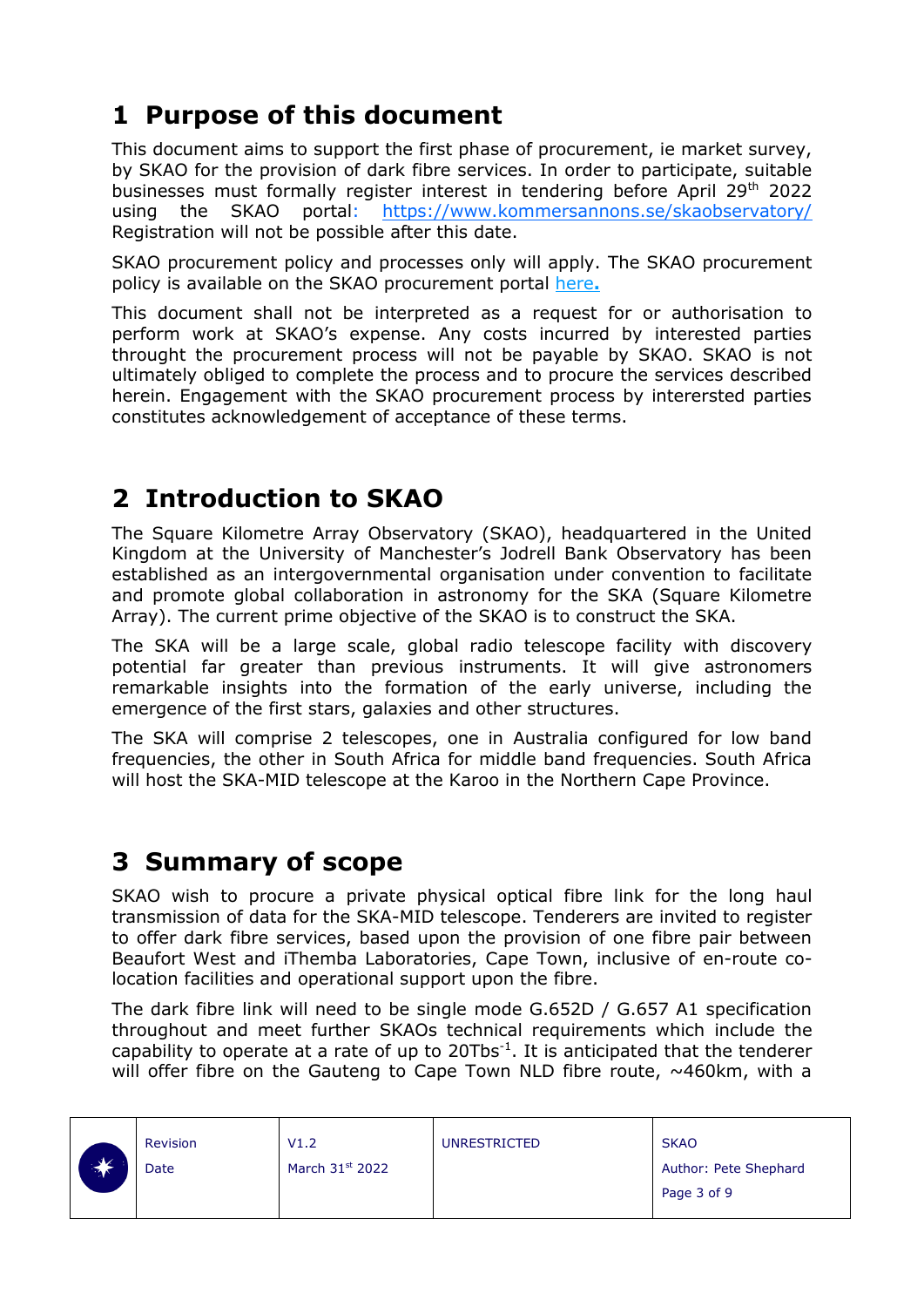# 1 Purpose of this document

This document aims to support the first phase of procurement, ie market survey, by SKAO for the provision of dark fibre services. In order to participate, suitable businesses must formally register interest in tendering before April 29th 2022 using the SKAO portal: https://www.kommersannons.se/skaobservatory/ Registration will not be possible after this date.

SKAO procurement policy and processes only will apply. The SKAO procurement policy is available on the SKAO procurement portal here**.**

This document shall not be interpreted as a request for or authorisation to perform work at SKAO's expense. Any costs incurred by interested parties throught the procurement process will not be payable by SKAO. SKAO is not ultimately obliged to complete the process and to procure the services described herein. Engagement with the SKAO procurement process by interersted parties constitutes acknowledgement of acceptance of these terms.

# 2 Introduction to SKAO

The Square Kilometre Array Observatory (SKAO), headquartered in the United Kingdom at the University of Manchester's Jodrell Bank Observatory has been established as an intergovernmental organisation under convention to facilitate and promote global collaboration in astronomy for the SKA (Square Kilometre Array). The current prime objective of the SKAO is to construct the SKA.

The SKA will be a large scale, global radio telescope facility with discovery potential far greater than previous instruments. It will give astronomers remarkable insights into the formation of the early universe, including the emergence of the first stars, galaxies and other structures.

The SKA will comprise 2 telescopes, one in Australia configured for low band frequencies, the other in South Africa for middle band frequencies. South Africa will host the SKA-MID telescope at the Karoo in the Northern Cape Province.

# 3 Summary of scope

SKAO wish to procure a private physical optical fibre link for the long haul transmission of data for the SKA-MID telescope. Tenderers are invited to register to offer dark fibre services, based upon the provision of one fibre pair between Beaufort West and iThemba Laboratories, Cape Town, inclusive of en-route co-location facilities and operational support upon the fibre.

The dark fibre link will need to be single mode G.652D / G.657 A1 specification throughout and meet further SKAOs technical requirements which include the capability to operate at a rate of up to 20Tbs$^{-1}$. It is anticipated that the tenderer will offer fibre on the Gauteng to Cape Town NLD fibre route, ~460km, with a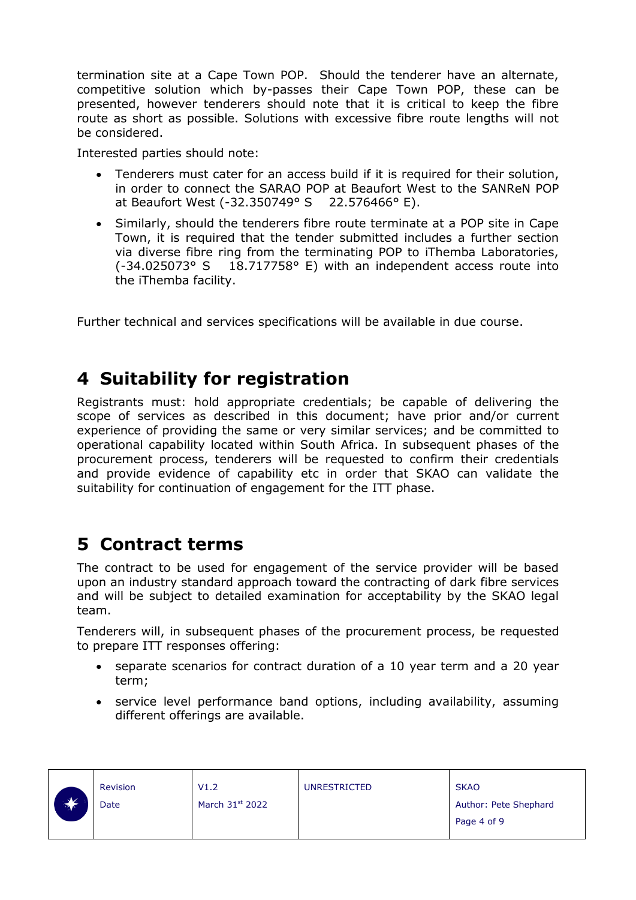termination site at a Cape Town POP. Should the tenderer have an alternate, competitive solution which by-passes their Cape Town POP, these can be presented, however tenderers should note that it is critical to keep the fibre route as short as possible. Solutions with excessive fibre route lengths will not be considered.

Interested parties should note:

- Tenderers must cater for an access build if it is required for their solution, in order to connect the SARAO POP at Beaufort West to the SANReN POP at Beaufort West (-32.350749° S 22.576466° E).
- Similarly, should the tenderers fibre route terminate at a POP site in Cape Town, it is required that the tender submitted includes a further section via diverse fibre ring from the terminating POP to iThemba Laboratories, (-34.025073° S 18.717758° E) with an independent access route into the iThemba facility.

Further technical and services specifications will be available in due course.

# 4 Suitability for registration

Registrants must: hold appropriate credentials; be capable of delivering the scope of services as described in this document; have prior and/or current experience of providing the same or very similar services; and be committed to operational capability located within South Africa. In subsequent phases of the procurement process, tenderers will be requested to confirm their credentials and provide evidence of capability etc in order that SKAO can validate the suitability for continuation of engagement for the ITT phase.

# 5 Contract terms

The contract to be used for engagement of the service provider will be based upon an industry standard approach toward the contracting of dark fibre services and will be subject to detailed examination for acceptability by the SKAO legal team.

Tenderers will, in subsequent phases of the procurement process, be requested to prepare ITT responses offering:

- separate scenarios for contract duration of a 10 year term and a 20 year term;
- service level performance band options, including availability, assuming different offerings are available.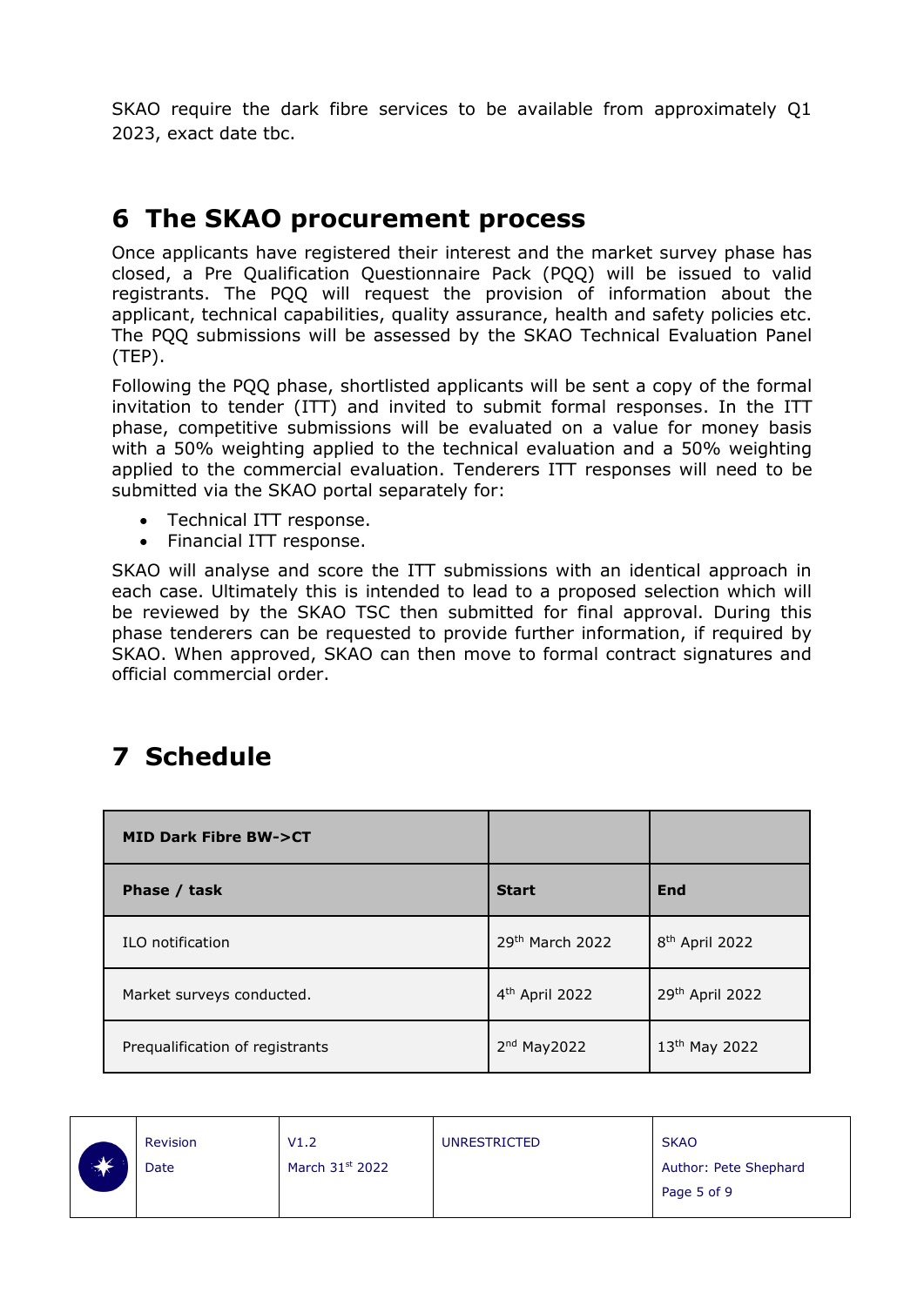SKAO require the dark fibre services to be available from approximately Q1 2023, exact date tbc.

# 6 The SKAO procurement process

Once applicants have registered their interest and the market survey phase has closed, a Pre Qualification Questionnaire Pack (PQQ) will be issued to valid registrants. The PQQ will request the provision of information about the applicant, technical capabilities, quality assurance, health and safety policies etc. The PQQ submissions will be assessed by the SKAO Technical Evaluation Panel (TEP).

Following the PQQ phase, shortlisted applicants will be sent a copy of the formal invitation to tender (ITT) and invited to submit formal responses. In the ITT phase, competitive submissions will be evaluated on a value for money basis with a 50% weighting applied to the technical evaluation and a 50% weighting applied to the commercial evaluation. Tenderers ITT responses will need to be submitted via the SKAO portal separately for:

- Technical ITT response.
- Financial ITT response.

SKAO will analyse and score the ITT submissions with an identical approach in each case. Ultimately this is intended to lead to a proposed selection which will be reviewed by the SKAO TSC then submitted for final approval. During this phase tenderers can be requested to provide further information, if required by SKAO. When approved, SKAO can then move to formal contract signatures and official commercial order.

# 7 Schedule

| **MID Dark Fibre BW->CT** | | |
|---|---|---|
| **Phase / task** | **Start** | **End** |
| ILO notification | 29th March 2022 | 8th April 2022 |
| Market surveys conducted. | 4th April 2022 | 29th April 2022 |
| Prequalification of registrants | 2nd May2022 | 13th May 2022 |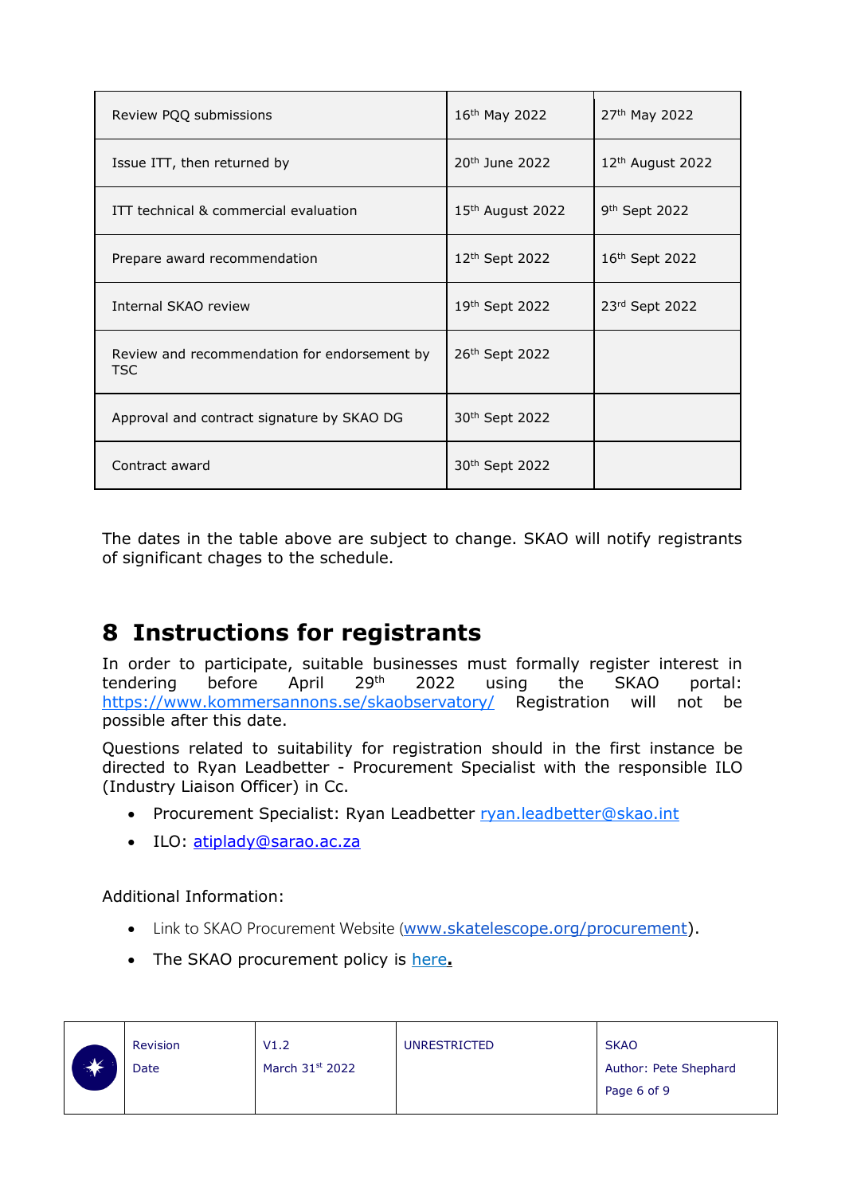| | | |
|---|---|---|
| Review PQQ submissions | 16th May 2022 | 27th May 2022 |
| Issue ITT, then returned by | 20th June 2022 | 12th August 2022 |
| ITT technical & commercial evaluation | 15th August 2022 | 9th Sept 2022 |
| Prepare award recommendation | 12th Sept 2022 | 16th Sept 2022 |
| Internal SKAO review | 19th Sept 2022 | 23rd Sept 2022 |
| Review and recommendation for endorsement by TSC | 26th Sept 2022 | |
| Approval and contract signature by SKAO DG | 30th Sept 2022 | |
| Contract award | 30th Sept 2022 | |

The dates in the table above are subject to change. SKAO will notify registrants of significant chages to the schedule.

# 8 Instructions for registrants

In order to participate, suitable businesses must formally register interest in tendering before April 29th 2022 using the SKAO portal: https://www.kommersannons.se/skaobservatory/ Registration will not be possible after this date.

Questions related to suitability for registration should in the first instance be directed to Ryan Leadbetter - Procurement Specialist with the responsible ILO (Industry Liaison Officer) in Cc.

- Procurement Specialist: Ryan Leadbetter ryan.leadbetter@skao.int
- ILO: atiplady@sarao.ac.za

Additional Information:

- Link to SKAO Procurement Website (www.skatelescope.org/procurement).
- The SKAO procurement policy is here.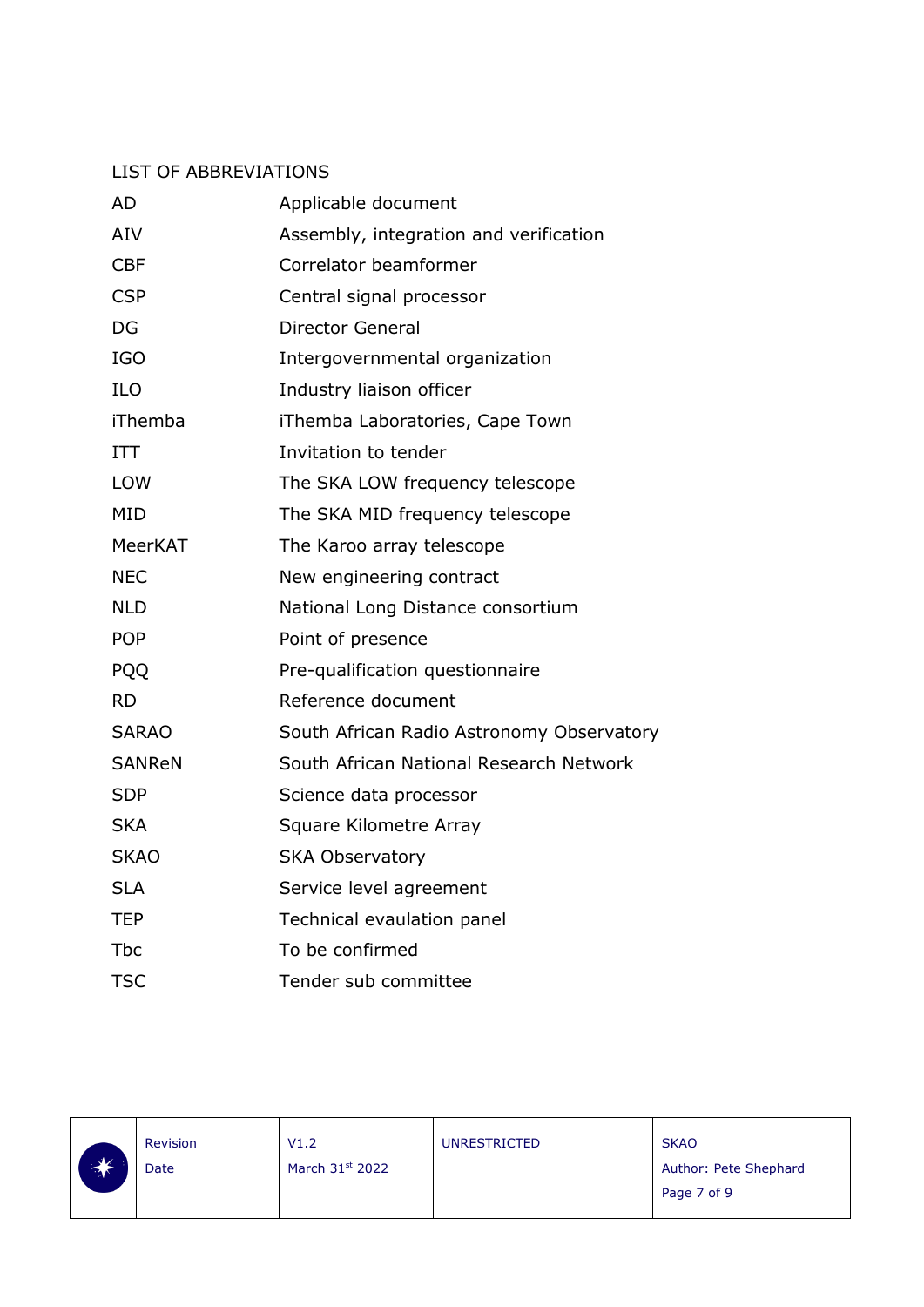## LIST OF ABBREVIATIONS

| | |
|---|---|
| AD | Applicable document |
| AIV | Assembly, integration and verification |
| CBF | Correlator beamformer |
| CSP | Central signal processor |
| DG | Director General |
| IGO | Intergovernmental organization |
| ILO | Industry liaison officer |
| iThemba | iThemba Laboratories, Cape Town |
| ITT | Invitation to tender |
| LOW | The SKA LOW frequency telescope |
| MID | The SKA MID frequency telescope |
| MeerKAT | The Karoo array telescope |
| NEC | New engineering contract |
| NLD | National Long Distance consortium |
| POP | Point of presence |
| PQQ | Pre-qualification questionnaire |
| RD | Reference document |
| SARAO | South African Radio Astronomy Observatory |
| SANReN | South African National Research Network |
| SDP | Science data processor |
| SKA | Square Kilometre Array |
| SKAO | SKA Observatory |
| SLA | Service level agreement |
| TEP | Technical evaulation panel |
| Tbc | To be confirmed |
| TSC | Tender sub committee |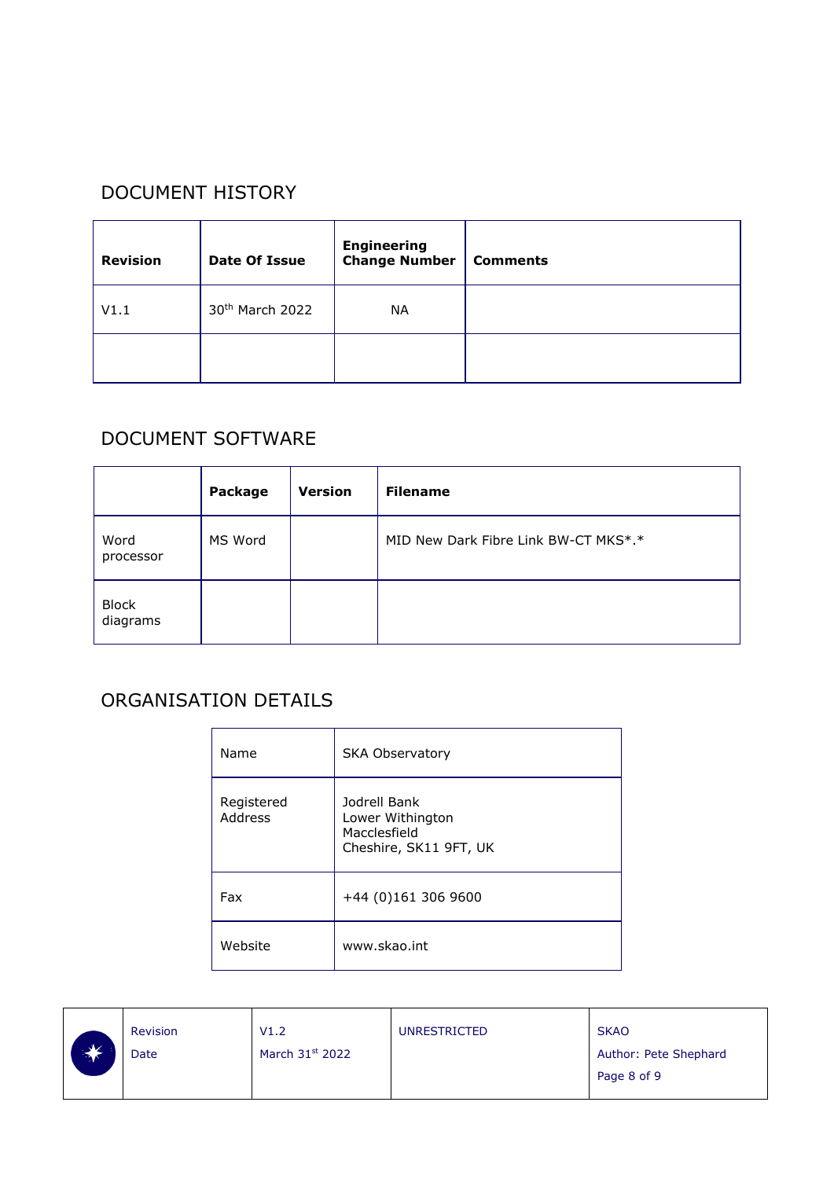## DOCUMENT HISTORY

| Revision | Date Of Issue | Engineering Change Number | Comments |
|---|---|---|---|
| V1.1 | 30th March 2022 | NA | |
| | | | |

## DOCUMENT SOFTWARE

| | Package | Version | Filename |
|---|---|---|---|
| Word processor | MS Word | | MID New Dark Fibre Link BW-CT MKS*.* |
| Block diagrams | | | |

## ORGANISATION DETAILS

| | |
|---|---|
| Name | SKA Observatory |
| Registered Address | Jodrell Bank<br>Lower Withington<br>Macclesfield<br>Cheshire, SK11 9FT, UK |
| Fax | +44 (0)161 306 9600 |
| Website | www.skao.int |